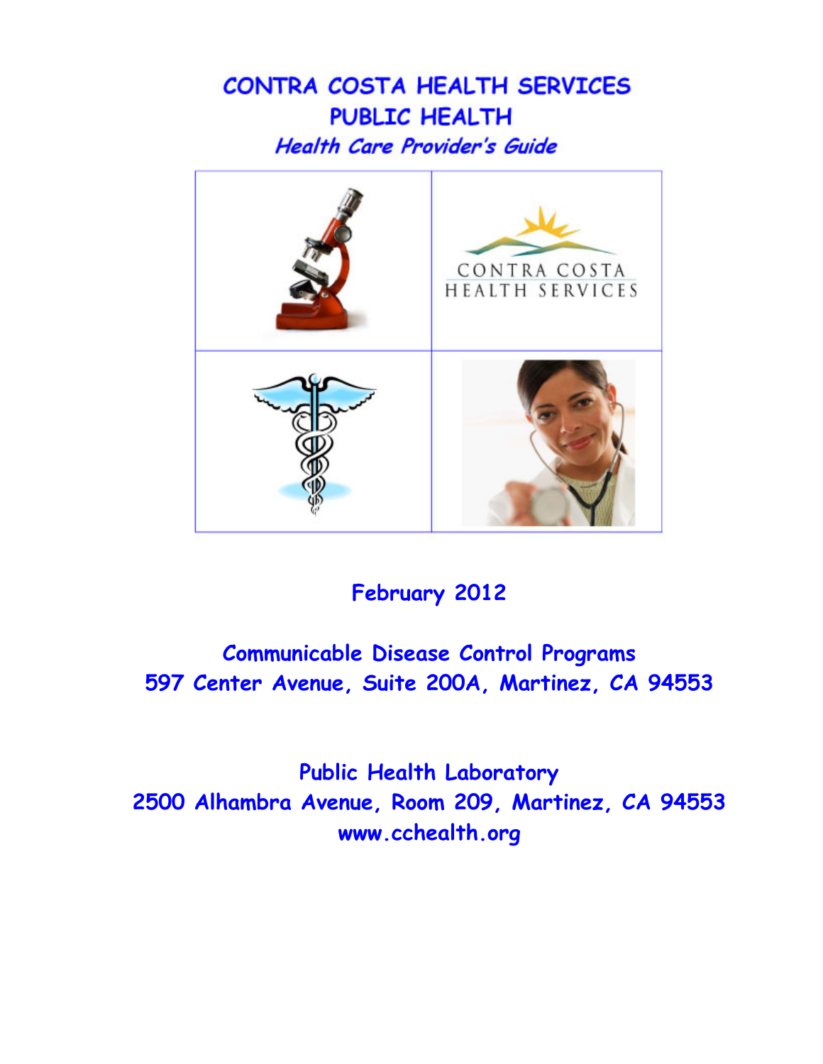# CONTRA COSTA HEALTH SERVICES
## PUBLIC HEALTH
### *Health Care Provider's Guide*

CONTRA COSTA
HEALTH SERVICES

**February 2012**

**Communicable Disease Control Programs**
**597 Center Avenue, Suite 200A, Martinez, CA 94553**

**Public Health Laboratory**
**2500 Alhambra Avenue, Room 209, Martinez, CA 94553**
**www.cchealth.org**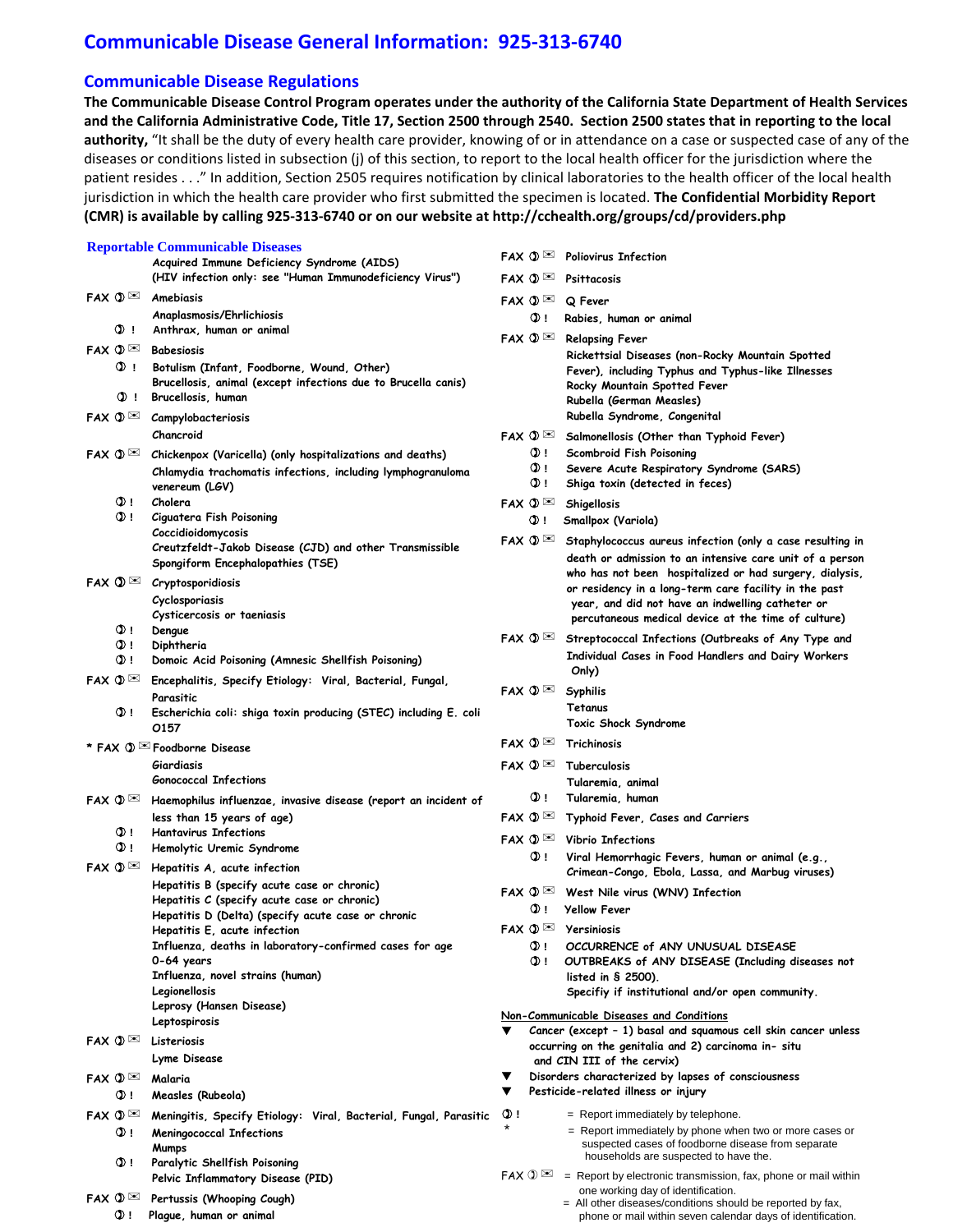# Communicable Disease General Information: 925-313-6740

## Communicable Disease Regulations

**The Communicable Disease Control Program operates under the authority of the California State Department of Health Services and the California Administrative Code, Title 17, Section 2500 through 2540. Section 2500 states that in reporting to the local authority,** "It shall be the duty of every health care provider, knowing of or in attendance on a case or suspected case of any of the diseases or conditions listed in subsection (j) of this section, to report to the local health officer for the jurisdiction where the patient resides . . ." In addition, Section 2505 requires notification by clinical laboratories to the health officer of the local health jurisdiction in which the health care provider who first submitted the specimen is located. **The Confidential Morbidity Report (CMR) is available by calling 925-313-6740 or on our website at http://cchealth.org/groups/cd/providers.php**

### Reportable Communicable Diseases

- Acquired Immune Deficiency Syndrome (AIDS) (HIV infection only: see "Human Immunodeficiency Virus")
- FAX ✆ ✉ Amebiasis
- Anaplasmosis/Ehrlichiosis
- ✆ ! Anthrax, human or animal
- FAX ✆ ✉ Babesiosis
- ✆ ! Botulism (Infant, Foodborne, Wound, Other)
- Brucellosis, animal (except infections due to Brucella canis)
- ✆ ! Brucellosis, human
- FAX ✆ ✉ Campylobacteriosis
- Chancroid
- FAX ✆ ✉ Chickenpox (Varicella) (only hospitalizations and deaths)
- Chlamydia trachomatis infections, including lymphogranuloma venereum (LGV)
- ✆ ! Cholera
- ✆ ! Ciguatera Fish Poisoning
- Coccidioidomycosis
- Creutzfeldt-Jakob Disease (CJD) and other Transmissible Spongiform Encephalopathies (TSE)
- FAX ✆ ✉ Cryptosporidiosis
- Cyclosporiasis
- Cysticercosis or taeniasis
- ✆ ! Dengue
- ✆ ! Diphtheria
- ✆ ! Domoic Acid Poisoning (Amnesic Shellfish Poisoning)
- FAX ✆ ✉ Encephalitis, Specify Etiology: Viral, Bacterial, Fungal, Parasitic
- ✆ ! Escherichia coli: shiga toxin producing (STEC) including E. coli O157
- * FAX ✆ ✉ Foodborne Disease
- Giardiasis
- Gonococcal Infections
- FAX ✆ ✉ Haemophilus influenzae, invasive disease (report an incident of less than 15 years of age)
- ✆ ! Hantavirus Infections
- ✆ ! Hemolytic Uremic Syndrome
- FAX ✆ ✉ Hepatitis A, acute infection
- Hepatitis B (specify acute case or chronic)
- Hepatitis C (specify acute case or chronic)
- Hepatitis D (Delta) (specify acute case or chronic
- Hepatitis E, acute infection
- Influenza, deaths in laboratory-confirmed cases for age 0-64 years
- Influenza, novel strains (human)
- Legionellosis
- Leprosy (Hansen Disease)
- Leptospirosis
- FAX ✆ ✉ Listeriosis
- Lyme Disease
- FAX ✆ ✉ Malaria
- ✆ ! Measles (Rubeola)
- FAX ✆ ✉ Meningitis, Specify Etiology: Viral, Bacterial, Fungal, Parasitic
- ✆ ! Meningococcal Infections
- Mumps
- ✆ ! Paralytic Shellfish Poisoning
- Pelvic Inflammatory Disease (PID)
- FAX ✆ ✉ Pertussis (Whooping Cough)
- ✆ ! Plague, human or animal
- FAX ✆ ✉ Poliovirus Infection
- FAX ✆ ✉ Psittacosis
- FAX ✆ ✉ Q Fever
- ✆ ! Rabies, human or animal
- FAX ✆ ✉ Relapsing Fever
- Rickettsial Diseases (non-Rocky Mountain Spotted Fever), including Typhus and Typhus-like Illnesses
- Rocky Mountain Spotted Fever
- Rubella (German Measles)
- Rubella Syndrome, Congenital
- FAX ✆ ✉ Salmonellosis (Other than Typhoid Fever)
- ✆ ! Scombroid Fish Poisoning
- ✆ ! Severe Acute Respiratory Syndrome (SARS)
- ✆ ! Shiga toxin (detected in feces)
- FAX ✆ ✉ Shigellosis
- ✆ ! Smallpox (Variola)
- FAX ✆ ✉ Staphylococcus aureus infection (only a case resulting in death or admission to an intensive care unit of a person who has not been hospitalized or had surgery, dialysis, or residency in a long-term care facility in the past year, and did not have an indwelling catheter or percutaneous medical device at the time of culture)
- FAX ✆ ✉ Streptococcal Infections (Outbreaks of Any Type and Individual Cases in Food Handlers and Dairy Workers Only)
- FAX ✆ ✉ Syphilis
- Tetanus
- Toxic Shock Syndrome
- FAX ✆ ✉ Trichinosis
- FAX ✆ ✉ Tuberculosis
- Tularemia, animal
- ✆ ! Tularemia, human
- FAX ✆ ✉ Typhoid Fever, Cases and Carriers
- FAX ✆ ✉ Vibrio Infections
- ✆ ! Viral Hemorrhagic Fevers, human or animal (e.g., Crimean-Congo, Ebola, Lassa, and Marbug viruses)
- FAX ✆ ✉ West Nile virus (WNV) Infection
- ✆ ! Yellow Fever
- FAX ✆ ✉ Yersiniosis
- ✆ ! OCCURRENCE of ANY UNUSUAL DISEASE
- ✆ ! OUTBREAKS of ANY DISEASE (Including diseases not listed in § 2500). Specifiy if institutional and/or open community.

### Non-Communicable Diseases and Conditions

- ▼ Cancer (except – 1) basal and squamous cell skin cancer unless occurring on the genitalia and 2) carcinoma in- situ and CIN III of the cervix)
- ▼ Disorders characterized by lapses of consciousness
- ▼ Pesticide-related illness or injury

✆ ! = Report immediately by telephone.

\* = Report immediately by phone when two or more cases or suspected cases of foodborne disease from separate households are suspected to have the.

FAX ✆ ✉ = Report by electronic transmission, fax, phone or mail within one working day of identification.

= All other diseases/conditions should be reported by fax, phone or mail within seven calendar days of identification.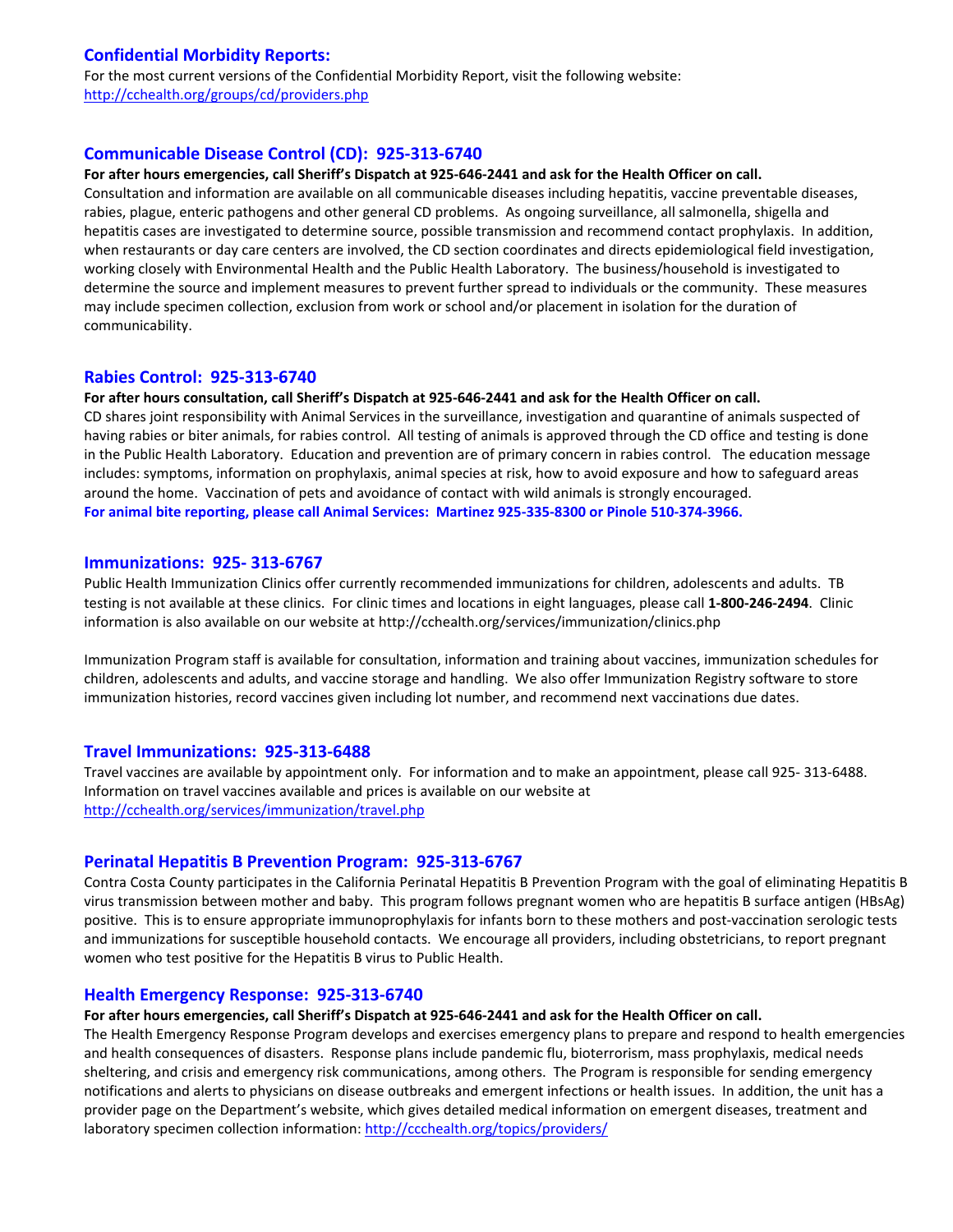## Confidential Morbidity Reports:

For the most current versions of the Confidential Morbidity Report, visit the following website:
http://cchealth.org/groups/cd/providers.php

## Communicable Disease Control (CD): 925-313-6740

**For after hours emergencies, call Sheriff's Dispatch at 925-646-2441 and ask for the Health Officer on call.**

Consultation and information are available on all communicable diseases including hepatitis, vaccine preventable diseases, rabies, plague, enteric pathogens and other general CD problems. As ongoing surveillance, all salmonella, shigella and hepatitis cases are investigated to determine source, possible transmission and recommend contact prophylaxis. In addition, when restaurants or day care centers are involved, the CD section coordinates and directs epidemiological field investigation, working closely with Environmental Health and the Public Health Laboratory. The business/household is investigated to determine the source and implement measures to prevent further spread to individuals or the community. These measures may include specimen collection, exclusion from work or school and/or placement in isolation for the duration of communicability.

## Rabies Control: 925-313-6740

**For after hours consultation, call Sheriff's Dispatch at 925-646-2441 and ask for the Health Officer on call.**

CD shares joint responsibility with Animal Services in the surveillance, investigation and quarantine of animals suspected of having rabies or biter animals, for rabies control. All testing of animals is approved through the CD office and testing is done in the Public Health Laboratory. Education and prevention are of primary concern in rabies control. The education message includes: symptoms, information on prophylaxis, animal species at risk, how to avoid exposure and how to safeguard areas around the home. Vaccination of pets and avoidance of contact with wild animals is strongly encouraged.

**For animal bite reporting, please call Animal Services: Martinez 925-335-8300 or Pinole 510-374-3966.**

## Immunizations: 925- 313-6767

Public Health Immunization Clinics offer currently recommended immunizations for children, adolescents and adults. TB testing is not available at these clinics. For clinic times and locations in eight languages, please call **1-800-246-2494**. Clinic information is also available on our website at http://cchealth.org/services/immunization/clinics.php

Immunization Program staff is available for consultation, information and training about vaccines, immunization schedules for children, adolescents and adults, and vaccine storage and handling. We also offer Immunization Registry software to store immunization histories, record vaccines given including lot number, and recommend next vaccinations due dates.

## Travel Immunizations: 925-313-6488

Travel vaccines are available by appointment only. For information and to make an appointment, please call 925- 313-6488. Information on travel vaccines available and prices is available on our website at
http://cchealth.org/services/immunization/travel.php

## Perinatal Hepatitis B Prevention Program: 925-313-6767

Contra Costa County participates in the California Perinatal Hepatitis B Prevention Program with the goal of eliminating Hepatitis B virus transmission between mother and baby. This program follows pregnant women who are hepatitis B surface antigen (HBsAg) positive. This is to ensure appropriate immunoprophylaxis for infants born to these mothers and post-vaccination serologic tests and immunizations for susceptible household contacts. We encourage all providers, including obstetricians, to report pregnant women who test positive for the Hepatitis B virus to Public Health.

## Health Emergency Response: 925-313-6740

**For after hours emergencies, call Sheriff's Dispatch at 925-646-2441 and ask for the Health Officer on call.**

The Health Emergency Response Program develops and exercises emergency plans to prepare and respond to health emergencies and health consequences of disasters. Response plans include pandemic flu, bioterrorism, mass prophylaxis, medical needs sheltering, and crisis and emergency risk communications, among others. The Program is responsible for sending emergency notifications and alerts to physicians on disease outbreaks and emergent infections or health issues. In addition, the unit has a provider page on the Department's website, which gives detailed medical information on emergent diseases, treatment and laboratory specimen collection information: http://ccchealth.org/topics/providers/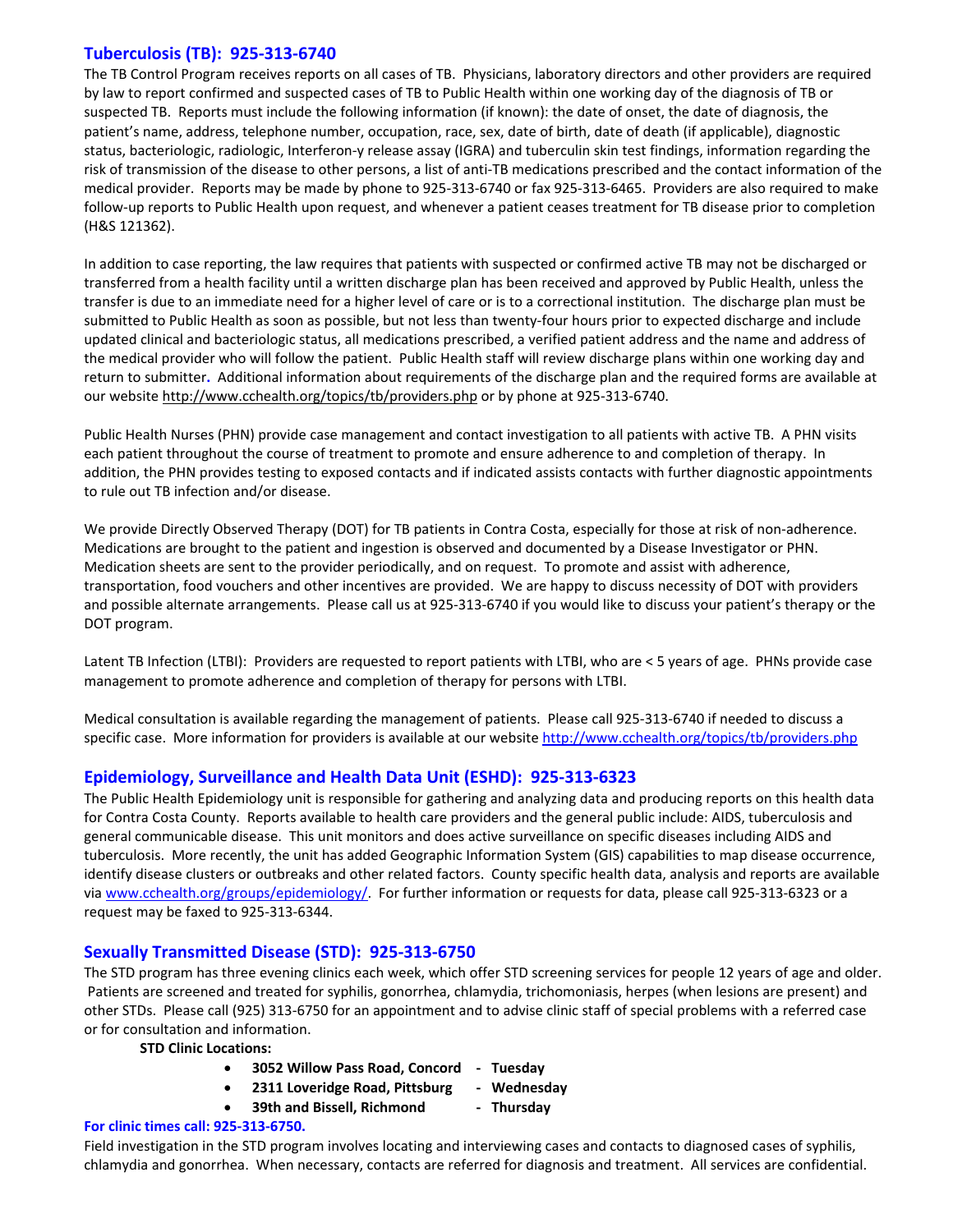## Tuberculosis (TB): 925-313-6740

The TB Control Program receives reports on all cases of TB. Physicians, laboratory directors and other providers are required by law to report confirmed and suspected cases of TB to Public Health within one working day of the diagnosis of TB or suspected TB. Reports must include the following information (if known): the date of onset, the date of diagnosis, the patient's name, address, telephone number, occupation, race, sex, date of birth, date of death (if applicable), diagnostic status, bacteriologic, radiologic, Interferon-γ release assay (IGRA) and tuberculin skin test findings, information regarding the risk of transmission of the disease to other persons, a list of anti-TB medications prescribed and the contact information of the medical provider. Reports may be made by phone to 925-313-6740 or fax 925-313-6465. Providers are also required to make follow-up reports to Public Health upon request, and whenever a patient ceases treatment for TB disease prior to completion (H&S 121362).

In addition to case reporting, the law requires that patients with suspected or confirmed active TB may not be discharged or transferred from a health facility until a written discharge plan has been received and approved by Public Health, unless the transfer is due to an immediate need for a higher level of care or is to a correctional institution. The discharge plan must be submitted to Public Health as soon as possible, but not less than twenty-four hours prior to expected discharge and include updated clinical and bacteriologic status, all medications prescribed, a verified patient address and the name and address of the medical provider who will follow the patient. Public Health staff will review discharge plans within one working day and return to submitter. Additional information about requirements of the discharge plan and the required forms are available at our website http://www.cchealth.org/topics/tb/providers.php or by phone at 925-313-6740.

Public Health Nurses (PHN) provide case management and contact investigation to all patients with active TB. A PHN visits each patient throughout the course of treatment to promote and ensure adherence to and completion of therapy. In addition, the PHN provides testing to exposed contacts and if indicated assists contacts with further diagnostic appointments to rule out TB infection and/or disease.

We provide Directly Observed Therapy (DOT) for TB patients in Contra Costa, especially for those at risk of non-adherence. Medications are brought to the patient and ingestion is observed and documented by a Disease Investigator or PHN. Medication sheets are sent to the provider periodically, and on request. To promote and assist with adherence, transportation, food vouchers and other incentives are provided. We are happy to discuss necessity of DOT with providers and possible alternate arrangements. Please call us at 925-313-6740 if you would like to discuss your patient's therapy or the DOT program.

Latent TB Infection (LTBI): Providers are requested to report patients with LTBI, who are < 5 years of age. PHNs provide case management to promote adherence and completion of therapy for persons with LTBI.

Medical consultation is available regarding the management of patients. Please call 925-313-6740 if needed to discuss a specific case. More information for providers is available at our website http://www.cchealth.org/topics/tb/providers.php

## Epidemiology, Surveillance and Health Data Unit (ESHD): 925-313-6323

The Public Health Epidemiology unit is responsible for gathering and analyzing data and producing reports on this health data for Contra Costa County. Reports available to health care providers and the general public include: AIDS, tuberculosis and general communicable disease. This unit monitors and does active surveillance on specific diseases including AIDS and tuberculosis. More recently, the unit has added Geographic Information System (GIS) capabilities to map disease occurrence, identify disease clusters or outbreaks and other related factors. County specific health data, analysis and reports are available via www.cchealth.org/groups/epidemiology/. For further information or requests for data, please call 925-313-6323 or a request may be faxed to 925-313-6344.

## Sexually Transmitted Disease (STD): 925-313-6750

The STD program has three evening clinics each week, which offer STD screening services for people 12 years of age and older. Patients are screened and treated for syphilis, gonorrhea, chlamydia, trichomoniasis, herpes (when lesions are present) and other STDs. Please call (925) 313-6750 for an appointment and to advise clinic staff of special problems with a referred case or for consultation and information.

**STD Clinic Locations:**

- **3052 Willow Pass Road, Concord - Tuesday**
- **2311 Loveridge Road, Pittsburg - Wednesday**
- **39th and Bissell, Richmond - Thursday**

**For clinic times call: 925-313-6750.**

Field investigation in the STD program involves locating and interviewing cases and contacts to diagnosed cases of syphilis, chlamydia and gonorrhea. When necessary, contacts are referred for diagnosis and treatment. All services are confidential.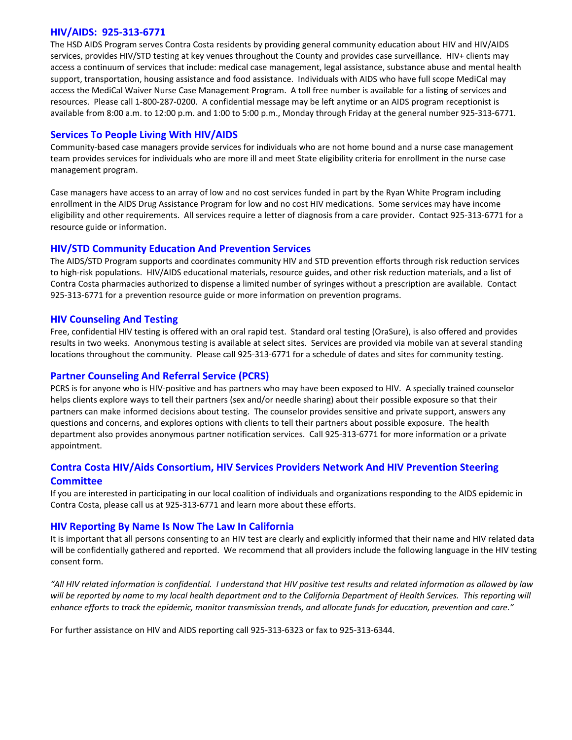## HIV/AIDS: 925-313-6771

The HSD AIDS Program serves Contra Costa residents by providing general community education about HIV and HIV/AIDS services, provides HIV/STD testing at key venues throughout the County and provides case surveillance. HIV+ clients may access a continuum of services that include: medical case management, legal assistance, substance abuse and mental health support, transportation, housing assistance and food assistance. Individuals with AIDS who have full scope MediCal may access the MediCal Waiver Nurse Case Management Program. A toll free number is available for a listing of services and resources. Please call 1-800-287-0200. A confidential message may be left anytime or an AIDS program receptionist is available from 8:00 a.m. to 12:00 p.m. and 1:00 to 5:00 p.m., Monday through Friday at the general number 925-313-6771.

## Services To People Living With HIV/AIDS

Community-based case managers provide services for individuals who are not home bound and a nurse case management team provides services for individuals who are more ill and meet State eligibility criteria for enrollment in the nurse case management program.

Case managers have access to an array of low and no cost services funded in part by the Ryan White Program including enrollment in the AIDS Drug Assistance Program for low and no cost HIV medications. Some services may have income eligibility and other requirements. All services require a letter of diagnosis from a care provider. Contact 925-313-6771 for a resource guide or information.

## HIV/STD Community Education And Prevention Services

The AIDS/STD Program supports and coordinates community HIV and STD prevention efforts through risk reduction services to high-risk populations. HIV/AIDS educational materials, resource guides, and other risk reduction materials, and a list of Contra Costa pharmacies authorized to dispense a limited number of syringes without a prescription are available. Contact 925-313-6771 for a prevention resource guide or more information on prevention programs.

## HIV Counseling And Testing

Free, confidential HIV testing is offered with an oral rapid test. Standard oral testing (OraSure), is also offered and provides results in two weeks. Anonymous testing is available at select sites. Services are provided via mobile van at several standing locations throughout the community. Please call 925-313-6771 for a schedule of dates and sites for community testing.

## Partner Counseling And Referral Service (PCRS)

PCRS is for anyone who is HIV-positive and has partners who may have been exposed to HIV. A specially trained counselor helps clients explore ways to tell their partners (sex and/or needle sharing) about their possible exposure so that their partners can make informed decisions about testing. The counselor provides sensitive and private support, answers any questions and concerns, and explores options with clients to tell their partners about possible exposure. The health department also provides anonymous partner notification services. Call 925-313-6771 for more information or a private appointment.

## Contra Costa HIV/Aids Consortium, HIV Services Providers Network And HIV Prevention Steering Committee

If you are interested in participating in our local coalition of individuals and organizations responding to the AIDS epidemic in Contra Costa, please call us at 925-313-6771 and learn more about these efforts.

## HIV Reporting By Name Is Now The Law In California

It is important that all persons consenting to an HIV test are clearly and explicitly informed that their name and HIV related data will be confidentially gathered and reported. We recommend that all providers include the following language in the HIV testing consent form.

*"All HIV related information is confidential. I understand that HIV positive test results and related information as allowed by law will be reported by name to my local health department and to the California Department of Health Services. This reporting will enhance efforts to track the epidemic, monitor transmission trends, and allocate funds for education, prevention and care."*

For further assistance on HIV and AIDS reporting call 925-313-6323 or fax to 925-313-6344.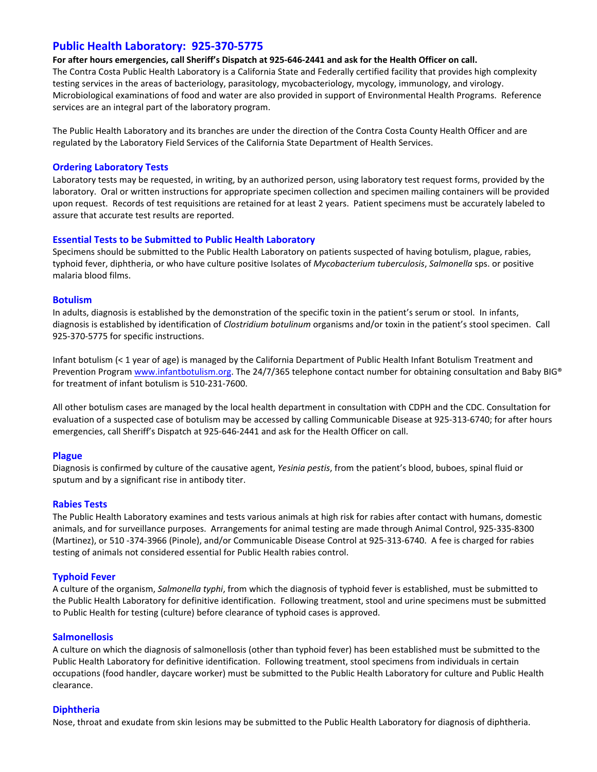## Public Health Laboratory: 925-370-5775

**For after hours emergencies, call Sheriff's Dispatch at 925-646-2441 and ask for the Health Officer on call.**
The Contra Costa Public Health Laboratory is a California State and Federally certified facility that provides high complexity testing services in the areas of bacteriology, parasitology, mycobacteriology, mycology, immunology, and virology. Microbiological examinations of food and water are also provided in support of Environmental Health Programs. Reference services are an integral part of the laboratory program.

The Public Health Laboratory and its branches are under the direction of the Contra Costa County Health Officer and are regulated by the Laboratory Field Services of the California State Department of Health Services.

### Ordering Laboratory Tests

Laboratory tests may be requested, in writing, by an authorized person, using laboratory test request forms, provided by the laboratory. Oral or written instructions for appropriate specimen collection and specimen mailing containers will be provided upon request. Records of test requisitions are retained for at least 2 years. Patient specimens must be accurately labeled to assure that accurate test results are reported.

### Essential Tests to be Submitted to Public Health Laboratory

Specimens should be submitted to the Public Health Laboratory on patients suspected of having botulism, plague, rabies, typhoid fever, diphtheria, or who have culture positive Isolates of *Mycobacterium tuberculosis*, *Salmonella* sps. or positive malaria blood films.

### Botulism

In adults, diagnosis is established by the demonstration of the specific toxin in the patient's serum or stool. In infants, diagnosis is established by identification of *Clostridium botulinum* organisms and/or toxin in the patient's stool specimen. Call 925-370-5775 for specific instructions.

Infant botulism (< 1 year of age) is managed by the California Department of Public Health Infant Botulism Treatment and Prevention Program www.infantbotulism.org. The 24/7/365 telephone contact number for obtaining consultation and Baby BIG® for treatment of infant botulism is 510-231-7600.

All other botulism cases are managed by the local health department in consultation with CDPH and the CDC. Consultation for evaluation of a suspected case of botulism may be accessed by calling Communicable Disease at 925-313-6740; for after hours emergencies, call Sheriff's Dispatch at 925-646-2441 and ask for the Health Officer on call.

### Plague

Diagnosis is confirmed by culture of the causative agent, *Yesinia pestis*, from the patient's blood, buboes, spinal fluid or sputum and by a significant rise in antibody titer.

### Rabies Tests

The Public Health Laboratory examines and tests various animals at high risk for rabies after contact with humans, domestic animals, and for surveillance purposes. Arrangements for animal testing are made through Animal Control, 925-335-8300 (Martinez), or 510 -374-3966 (Pinole), and/or Communicable Disease Control at 925-313-6740. A fee is charged for rabies testing of animals not considered essential for Public Health rabies control.

### Typhoid Fever

A culture of the organism, *Salmonella typhi*, from which the diagnosis of typhoid fever is established, must be submitted to the Public Health Laboratory for definitive identification. Following treatment, stool and urine specimens must be submitted to Public Health for testing (culture) before clearance of typhoid cases is approved.

### Salmonellosis

A culture on which the diagnosis of salmonellosis (other than typhoid fever) has been established must be submitted to the Public Health Laboratory for definitive identification. Following treatment, stool specimens from individuals in certain occupations (food handler, daycare worker) must be submitted to the Public Health Laboratory for culture and Public Health clearance.

### Diphtheria

Nose, throat and exudate from skin lesions may be submitted to the Public Health Laboratory for diagnosis of diphtheria.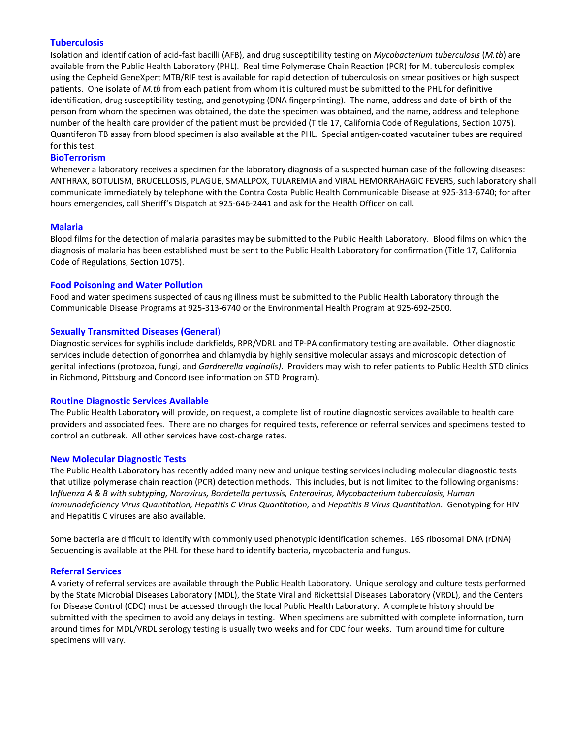## Tuberculosis

Isolation and identification of acid-fast bacilli (AFB), and drug susceptibility testing on *Mycobacterium tuberculosis* (*M.tb*) are available from the Public Health Laboratory (PHL). Real time Polymerase Chain Reaction (PCR) for M. tuberculosis complex using the Cepheid GeneXpert MTB/RIF test is available for rapid detection of tuberculosis on smear positives or high suspect patients. One isolate of *M.tb* from each patient from whom it is cultured must be submitted to the PHL for definitive identification, drug susceptibility testing, and genotyping (DNA fingerprinting). The name, address and date of birth of the person from whom the specimen was obtained, the date the specimen was obtained, and the name, address and telephone number of the health care provider of the patient must be provided (Title 17, California Code of Regulations, Section 1075). Quantiferon TB assay from blood specimen is also available at the PHL. Special antigen-coated vacutainer tubes are required for this test.

## BioTerrorism

Whenever a laboratory receives a specimen for the laboratory diagnosis of a suspected human case of the following diseases: ANTHRAX, BOTULISM, BRUCELLOSIS, PLAGUE, SMALLPOX, TULAREMIA and VIRAL HEMORRAHAGIC FEVERS, such laboratory shall communicate immediately by telephone with the Contra Costa Public Health Communicable Disease at 925-313-6740; for after hours emergencies, call Sheriff's Dispatch at 925-646-2441 and ask for the Health Officer on call.

## Malaria

Blood films for the detection of malaria parasites may be submitted to the Public Health Laboratory. Blood films on which the diagnosis of malaria has been established must be sent to the Public Health Laboratory for confirmation (Title 17, California Code of Regulations, Section 1075).

## Food Poisoning and Water Pollution

Food and water specimens suspected of causing illness must be submitted to the Public Health Laboratory through the Communicable Disease Programs at 925-313-6740 or the Environmental Health Program at 925-692-2500.

## Sexually Transmitted Diseases (General)

Diagnostic services for syphilis include darkfields, RPR/VDRL and TP-PA confirmatory testing are available. Other diagnostic services include detection of gonorrhea and chlamydia by highly sensitive molecular assays and microscopic detection of genital infections (protozoa, fungi, and *Gardnerella vaginalis)*. Providers may wish to refer patients to Public Health STD clinics in Richmond, Pittsburg and Concord (see information on STD Program).

## Routine Diagnostic Services Available

The Public Health Laboratory will provide, on request, a complete list of routine diagnostic services available to health care providers and associated fees. There are no charges for required tests, reference or referral services and specimens tested to control an outbreak. All other services have cost-charge rates.

## New Molecular Diagnostic Tests

The Public Health Laboratory has recently added many new and unique testing services including molecular diagnostic tests that utilize polymerase chain reaction (PCR) detection methods. This includes, but is not limited to the following organisms: I*nfluenza A & B with subtyping, Norovirus, Bordetella pertussis, Enterovirus, Mycobacterium tuberculosis, Human Immunodeficiency Virus Quantitation, Hepatitis C Virus Quantitation,* and *Hepatitis B Virus Quantitation*. Genotyping for HIV and Hepatitis C viruses are also available.

Some bacteria are difficult to identify with commonly used phenotypic identification schemes. 16S ribosomal DNA (rDNA) Sequencing is available at the PHL for these hard to identify bacteria, mycobacteria and fungus.

## Referral Services

A variety of referral services are available through the Public Health Laboratory. Unique serology and culture tests performed by the State Microbial Diseases Laboratory (MDL), the State Viral and Rickettsial Diseases Laboratory (VRDL), and the Centers for Disease Control (CDC) must be accessed through the local Public Health Laboratory. A complete history should be submitted with the specimen to avoid any delays in testing. When specimens are submitted with complete information, turn around times for MDL/VRDL serology testing is usually two weeks and for CDC four weeks. Turn around time for culture specimens will vary.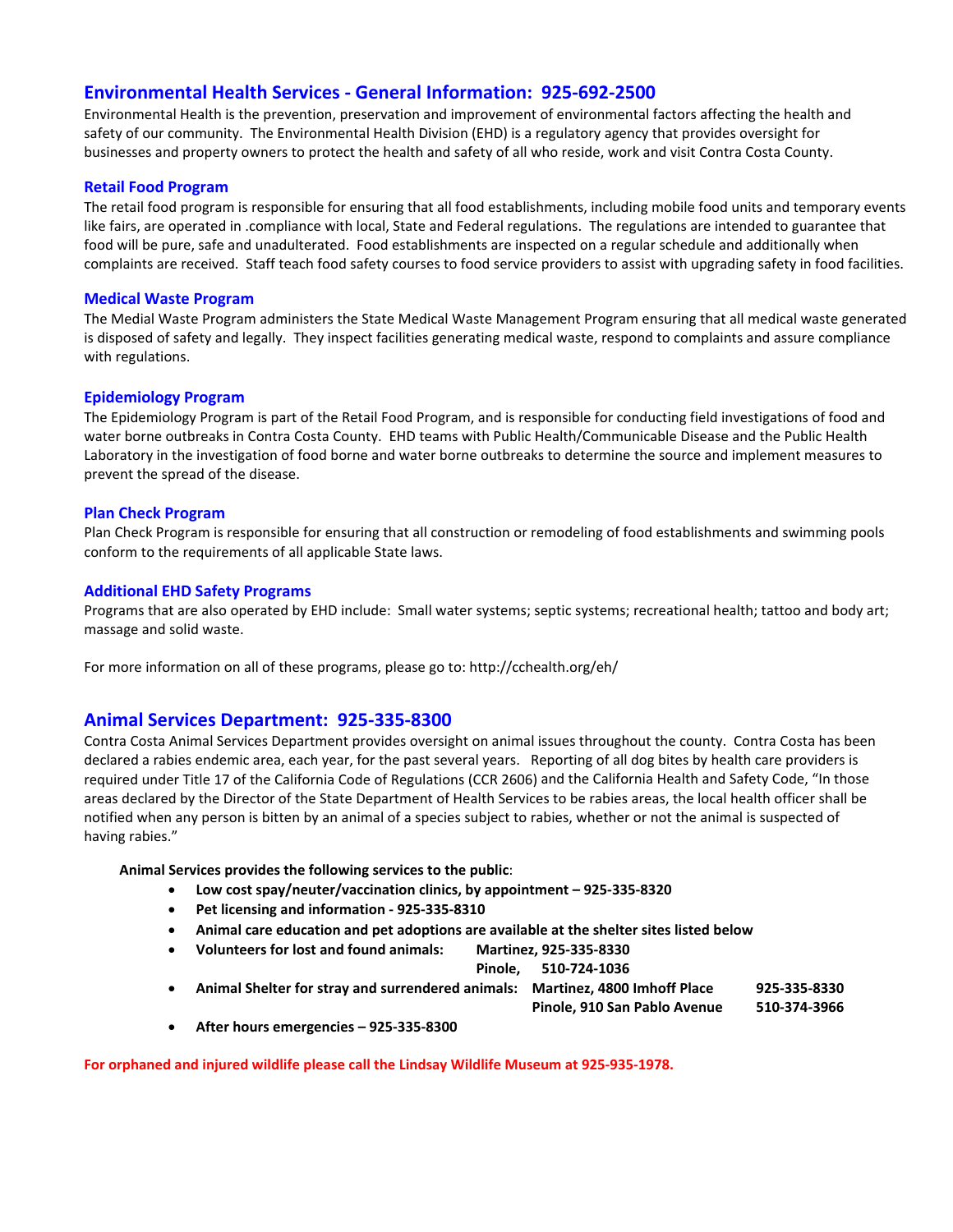## Environmental Health Services - General Information: 925-692-2500

Environmental Health is the prevention, preservation and improvement of environmental factors affecting the health and safety of our community. The Environmental Health Division (EHD) is a regulatory agency that provides oversight for businesses and property owners to protect the health and safety of all who reside, work and visit Contra Costa County.

### Retail Food Program

The retail food program is responsible for ensuring that all food establishments, including mobile food units and temporary events like fairs, are operated in .compliance with local, State and Federal regulations. The regulations are intended to guarantee that food will be pure, safe and unadulterated. Food establishments are inspected on a regular schedule and additionally when complaints are received. Staff teach food safety courses to food service providers to assist with upgrading safety in food facilities.

### Medical Waste Program

The Medial Waste Program administers the State Medical Waste Management Program ensuring that all medical waste generated is disposed of safety and legally. They inspect facilities generating medical waste, respond to complaints and assure compliance with regulations.

### Epidemiology Program

The Epidemiology Program is part of the Retail Food Program, and is responsible for conducting field investigations of food and water borne outbreaks in Contra Costa County. EHD teams with Public Health/Communicable Disease and the Public Health Laboratory in the investigation of food borne and water borne outbreaks to determine the source and implement measures to prevent the spread of the disease.

### Plan Check Program

Plan Check Program is responsible for ensuring that all construction or remodeling of food establishments and swimming pools conform to the requirements of all applicable State laws.

### Additional EHD Safety Programs

Programs that are also operated by EHD include: Small water systems; septic systems; recreational health; tattoo and body art; massage and solid waste.

For more information on all of these programs, please go to: http://cchealth.org/eh/

## Animal Services Department: 925-335-8300

Contra Costa Animal Services Department provides oversight on animal issues throughout the county. Contra Costa has been declared a rabies endemic area, each year, for the past several years. Reporting of all dog bites by health care providers is required under Title 17 of the California Code of Regulations (CCR 2606) and the California Health and Safety Code, "In those areas declared by the Director of the State Department of Health Services to be rabies areas, the local health officer shall be notified when any person is bitten by an animal of a species subject to rabies, whether or not the animal is suspected of having rabies."

**Animal Services provides the following services to the public**:

- **Low cost spay/neuter/vaccination clinics, by appointment – 925-335-8320**
- **Pet licensing and information - 925-335-8310**
- **Animal care education and pet adoptions are available at the shelter sites listed below**
- **Volunteers for lost and found animals: Martinez, 925-335-8330**
  **Pinole, 510-724-1036**
- **Animal Shelter for stray and surrendered animals: Martinez, 4800 Imhoff Place 925-335-8330**
  **Pinole, 910 San Pablo Avenue 510-374-3966**
- **After hours emergencies – 925-335-8300**

**For orphaned and injured wildlife please call the Lindsay Wildlife Museum at 925-935-1978.**